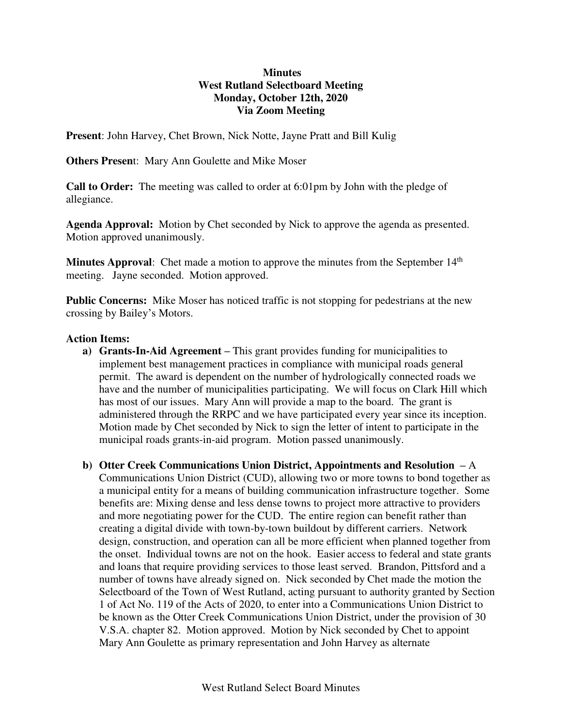**Minutes**
**West Rutland Selectboard Meeting**
**Monday, October 12th, 2020**
**Via Zoom Meeting**

**Present**: John Harvey, Chet Brown, Nick Notte, Jayne Pratt and Bill Kulig

**Others Presen**t: Mary Ann Goulette and Mike Moser

**Call to Order:** The meeting was called to order at 6:01pm by John with the pledge of allegiance.

**Agenda Approval:** Motion by Chet seconded by Nick to approve the agenda as presented. Motion approved unanimously.

**Minutes Approval**: Chet made a motion to approve the minutes from the September 14th meeting. Jayne seconded. Motion approved.

**Public Concerns:** Mike Moser has noticed traffic is not stopping for pedestrians at the new crossing by Bailey's Motors.

**Action Items:**

a) **Grants-In-Aid Agreement –** This grant provides funding for municipalities to implement best management practices in compliance with municipal roads general permit. The award is dependent on the number of hydrologically connected roads we have and the number of municipalities participating. We will focus on Clark Hill which has most of our issues. Mary Ann will provide a map to the board. The grant is administered through the RRPC and we have participated every year since its inception. Motion made by Chet seconded by Nick to sign the letter of intent to participate in the municipal roads grants-in-aid program. Motion passed unanimously.

b) **Otter Creek Communications Union District, Appointments and Resolution –** A Communications Union District (CUD), allowing two or more towns to bond together as a municipal entity for a means of building communication infrastructure together. Some benefits are: Mixing dense and less dense towns to project more attractive to providers and more negotiating power for the CUD. The entire region can benefit rather than creating a digital divide with town-by-town buildout by different carriers. Network design, construction, and operation can all be more efficient when planned together from the onset. Individual towns are not on the hook. Easier access to federal and state grants and loans that require providing services to those least served. Brandon, Pittsford and a number of towns have already signed on. Nick seconded by Chet made the motion the Selectboard of the Town of West Rutland, acting pursuant to authority granted by Section 1 of Act No. 119 of the Acts of 2020, to enter into a Communications Union District to be known as the Otter Creek Communications Union District, under the provision of 30 V.S.A. chapter 82. Motion approved. Motion by Nick seconded by Chet to appoint Mary Ann Goulette as primary representation and John Harvey as alternate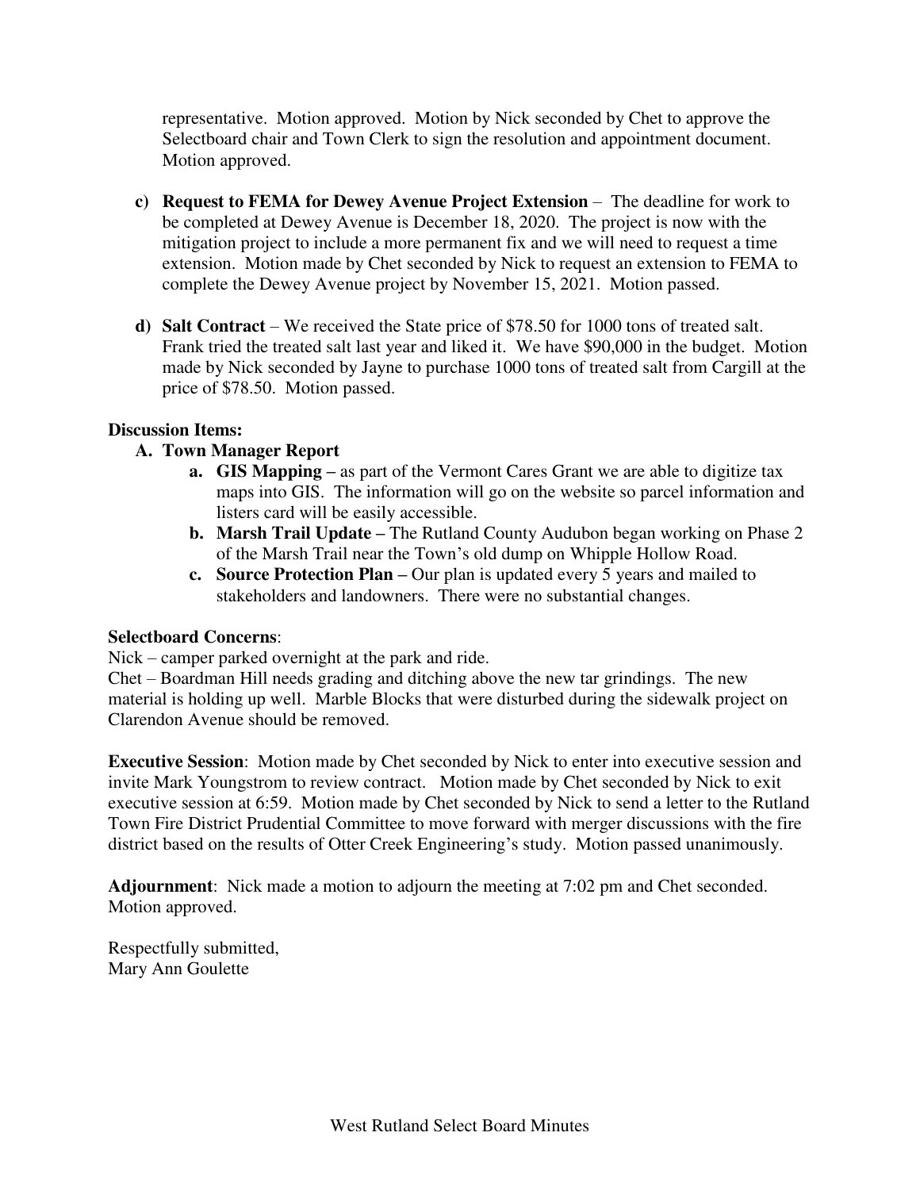representative. Motion approved. Motion by Nick seconded by Chet to approve the Selectboard chair and Town Clerk to sign the resolution and appointment document. Motion approved.

c) **Request to FEMA for Dewey Avenue Project Extension** – The deadline for work to be completed at Dewey Avenue is December 18, 2020. The project is now with the mitigation project to include a more permanent fix and we will need to request a time extension. Motion made by Chet seconded by Nick to request an extension to FEMA to complete the Dewey Avenue project by November 15, 2021. Motion passed.

d) **Salt Contract** – We received the State price of $78.50 for 1000 tons of treated salt. Frank tried the treated salt last year and liked it. We have $90,000 in the budget. Motion made by Nick seconded by Jayne to purchase 1000 tons of treated salt from Cargill at the price of $78.50. Motion passed.

**Discussion Items:**

**A. Town Manager Report**

a. **GIS Mapping –** as part of the Vermont Cares Grant we are able to digitize tax maps into GIS. The information will go on the website so parcel information and listers card will be easily accessible.

b. **Marsh Trail Update –** The Rutland County Audubon began working on Phase 2 of the Marsh Trail near the Town's old dump on Whipple Hollow Road.

c. **Source Protection Plan –** Our plan is updated every 5 years and mailed to stakeholders and landowners. There were no substantial changes.

**Selectboard Concerns**:

Nick – camper parked overnight at the park and ride.

Chet – Boardman Hill needs grading and ditching above the new tar grindings. The new material is holding up well. Marble Blocks that were disturbed during the sidewalk project on Clarendon Avenue should be removed.

**Executive Session**: Motion made by Chet seconded by Nick to enter into executive session and invite Mark Youngstrom to review contract. Motion made by Chet seconded by Nick to exit executive session at 6:59. Motion made by Chet seconded by Nick to send a letter to the Rutland Town Fire District Prudential Committee to move forward with merger discussions with the fire district based on the results of Otter Creek Engineering's study. Motion passed unanimously.

**Adjournment**: Nick made a motion to adjourn the meeting at 7:02 pm and Chet seconded. Motion approved.

Respectfully submitted,
Mary Ann Goulette